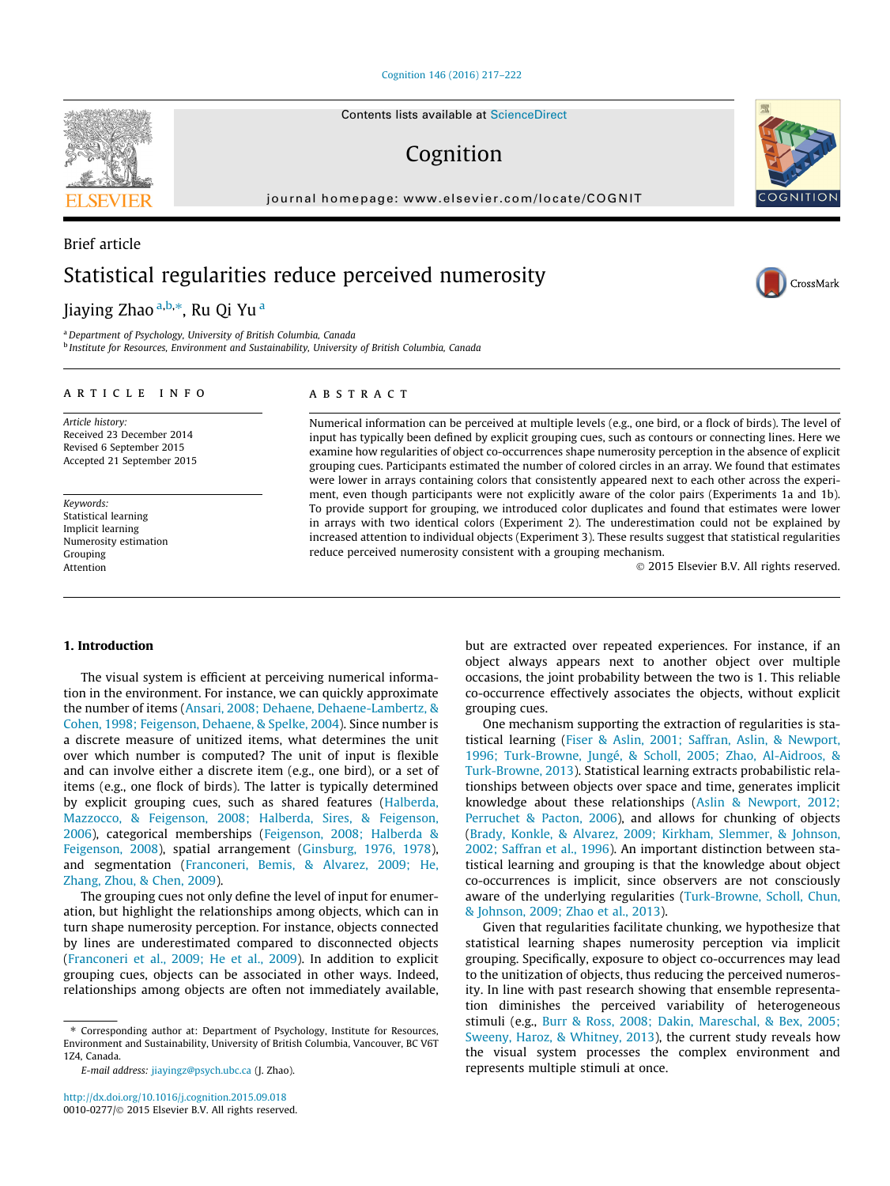Contents lists available at ScienceDirect

# Cognition

journal homepage: www.elsevier.com/locate/COGNIT

Brief article

# Statistical regularities reduce perceived numerosity

Jiaying Zhao [a,b,*], Ru Qi Yu [a]

[a] Department of Psychology, University of British Columbia, Canada
[b] Institute for Resources, Environment and Sustainability, University of British Columbia, Canada

## ARTICLE INFO

*Article history:*
Received 23 December 2014
Revised 6 September 2015
Accepted 21 September 2015

*Keywords:*
Statistical learning
Implicit learning
Numerosity estimation
Grouping
Attention

## ABSTRACT

Numerical information can be perceived at multiple levels (e.g., one bird, or a flock of birds). The level of input has typically been defined by explicit grouping cues, such as contours or connecting lines. Here we examine how regularities of object co-occurrences shape numerosity perception in the absence of explicit grouping cues. Participants estimated the number of colored circles in an array. We found that estimates were lower in arrays containing colors that consistently appeared next to each other across the experiment, even though participants were not explicitly aware of the color pairs (Experiments 1a and 1b). To provide support for grouping, we introduced color duplicates and found that estimates were lower in arrays with two identical colors (Experiment 2). The underestimation could not be explained by increased attention to individual objects (Experiment 3). These results suggest that statistical regularities reduce perceived numerosity consistent with a grouping mechanism.

© 2015 Elsevier B.V. All rights reserved.

## 1. Introduction

The visual system is efficient at perceiving numerical information in the environment. For instance, we can quickly approximate the number of items (Ansari, 2008; Dehaene, Dehaene-Lambertz, & Cohen, 1998; Feigenson, Dehaene, & Spelke, 2004). Since number is a discrete measure of unitized items, what determines the unit over which number is computed? The unit of input is flexible and can involve either a discrete item (e.g., one bird), or a set of items (e.g., one flock of birds). The latter is typically determined by explicit grouping cues, such as shared features (Halberda, Mazzocco, & Feigenson, 2008; Halberda, Sires, & Feigenson, 2006), categorical memberships (Feigenson, 2008; Halberda & Feigenson, 2008), spatial arrangement (Ginsburg, 1976, 1978), and segmentation (Franconeri, Bemis, & Alvarez, 2009; He, Zhang, Zhou, & Chen, 2009).

The grouping cues not only define the level of input for enumeration, but highlight the relationships among objects, which can in turn shape numerosity perception. For instance, objects connected by lines are underestimated compared to disconnected objects (Franconeri et al., 2009; He et al., 2009). In addition to explicit grouping cues, objects can be associated in other ways. Indeed, relationships among objects are often not immediately available, but are extracted over repeated experiences. For instance, if an object always appears next to another object over multiple occasions, the joint probability between the two is 1. This reliable co-occurrence effectively associates the objects, without explicit grouping cues.

One mechanism supporting the extraction of regularities is statistical learning (Fiser & Aslin, 2001; Saffran, Aslin, & Newport, 1996; Turk-Browne, Jungé, & Scholl, 2005; Zhao, Al-Aidroos, & Turk-Browne, 2013). Statistical learning extracts probabilistic relationships between objects over space and time, generates implicit knowledge about these relationships (Aslin & Newport, 2012; Perruchet & Pacton, 2006), and allows for chunking of objects (Brady, Konkle, & Alvarez, 2009; Kirkham, Slemmer, & Johnson, 2002; Saffran et al., 1996). An important distinction between statistical learning and grouping is that the knowledge about object co-occurrences is implicit, since observers are not consciously aware of the underlying regularities (Turk-Browne, Scholl, Chun, & Johnson, 2009; Zhao et al., 2013).

Given that regularities facilitate chunking, we hypothesize that statistical learning shapes numerosity perception via implicit grouping. Specifically, exposure to object co-occurrences may lead to the unitization of objects, thus reducing the perceived numerosity. In line with past research showing that ensemble representation diminishes the perceived variability of heterogeneous stimuli (e.g., Burr & Ross, 2008; Dakin, Mareschal, & Bex, 2005; Sweeny, Haroz, & Whitney, 2013), the current study reveals how the visual system processes the complex environment and represents multiple stimuli at once.

\* Corresponding author at: Department of Psychology, Institute for Resources, Environment and Sustainability, University of British Columbia, Vancouver, BC V6T 1Z4, Canada.

*E-mail address:* jiayingz@psych.ubc.ca (J. Zhao).

http://dx.doi.org/10.1016/j.cognition.2015.09.018
0010-0277/© 2015 Elsevier B.V. All rights reserved.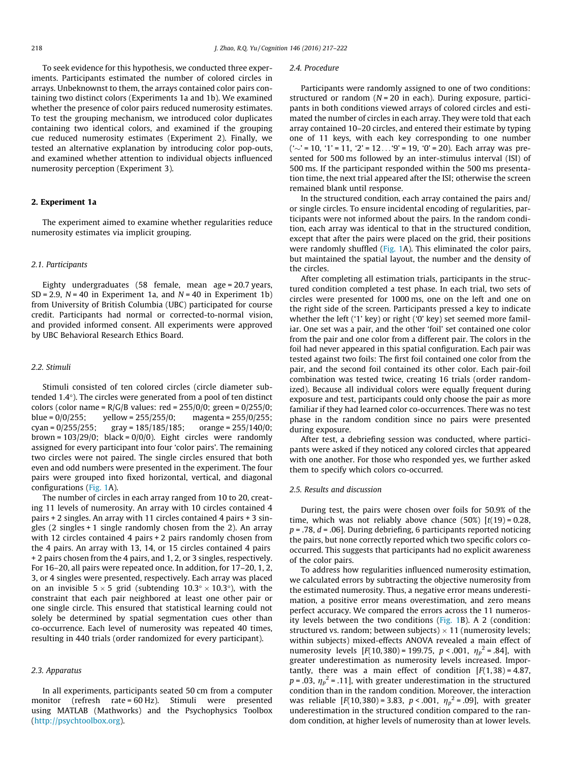To seek evidence for this hypothesis, we conducted three experiments. Participants estimated the number of colored circles in arrays. Unbeknownst to them, the arrays contained color pairs containing two distinct colors (Experiments 1a and 1b). We examined whether the presence of color pairs reduced numerosity estimates. To test the grouping mechanism, we introduced color duplicates containing two identical colors, and examined if the grouping cue reduced numerosity estimates (Experiment 2). Finally, we tested an alternative explanation by introducing color pop-outs, and examined whether attention to individual objects influenced numerosity perception (Experiment 3).

## 2. Experiment 1a

The experiment aimed to examine whether regularities reduce numerosity estimates via implicit grouping.

### 2.1. Participants

Eighty undergraduates (58 female, mean age = 20.7 years, SD = 2.9, N = 40 in Experiment 1a, and N = 40 in Experiment 1b) from University of British Columbia (UBC) participated for course credit. Participants had normal or corrected-to-normal vision, and provided informed consent. All experiments were approved by UBC Behavioral Research Ethics Board.

### 2.2. Stimuli

Stimuli consisted of ten colored circles (circle diameter subtended 1.4°). The circles were generated from a pool of ten distinct colors (color name = R/G/B values: red = 255/0/0; green = 0/255/0; blue = 0/0/255; yellow = 255/255/0; magenta = 255/0/255; cyan = 0/255/255; gray = 185/185/185; orange = 255/140/0; brown = 103/29/0; black = 0/0/0). Eight circles were randomly assigned for every participant into four 'color pairs'. The remaining two circles were not paired. The single circles ensured that both even and odd numbers were presented in the experiment. The four pairs were grouped into fixed horizontal, vertical, and diagonal configurations (Fig. 1A).

The number of circles in each array ranged from 10 to 20, creating 11 levels of numerosity. An array with 10 circles contained 4 pairs + 2 singles. An array with 11 circles contained 4 pairs + 3 singles (2 singles + 1 single randomly chosen from the 2). An array with 12 circles contained 4 pairs + 2 pairs randomly chosen from the 4 pairs. An array with 13, 14, or 15 circles contained 4 pairs + 2 pairs chosen from the 4 pairs, and 1, 2, or 3 singles, respectively. For 16–20, all pairs were repeated once. In addition, for 17–20, 1, 2, 3, or 4 singles were presented, respectively. Each array was placed on an invisible $5 \times 5$ grid (subtending $10.3° \times 10.3°$), with the constraint that each pair neighbored at least one other pair or one single circle. This ensured that statistical learning could not solely be determined by spatial segmentation cues other than co-occurrence. Each level of numerosity was repeated 40 times, resulting in 440 trials (order randomized for every participant).

### 2.3. Apparatus

In all experiments, participants seated 50 cm from a computer monitor (refresh rate = 60 Hz). Stimuli were presented using MATLAB (Mathworks) and the Psychophysics Toolbox (http://psychtoolbox.org).

### 2.4. Procedure

Participants were randomly assigned to one of two conditions: structured or random (N = 20 in each). During exposure, participants in both conditions viewed arrays of colored circles and estimated the number of circles in each array. They were told that each array contained 10–20 circles, and entered their estimate by typing one of 11 keys, with each key corresponding to one number ('~' = 10, '1' = 11, '2' = 12...'9' = 19, '0' = 20). Each array was presented for 500 ms followed by an inter-stimulus interval (ISI) of 500 ms. If the participant responded within the 500 ms presentation time, the next trial appeared after the ISI; otherwise the screen remained blank until response.

In the structured condition, each array contained the pairs and/or single circles. To ensure incidental encoding of regularities, participants were not informed about the pairs. In the random condition, each array was identical to that in the structured condition, except that after the pairs were placed on the grid, their positions were randomly shuffled (Fig. 1A). This eliminated the color pairs, but maintained the spatial layout, the number and the density of the circles.

After completing all estimation trials, participants in the structured condition completed a test phase. In each trial, two sets of circles were presented for 1000 ms, one on the left and one on the right side of the screen. Participants pressed a key to indicate whether the left ('1' key) or right ('0' key) set seemed more familiar. One set was a pair, and the other 'foil' set contained one color from the pair and one color from a different pair. The colors in the foil had never appeared in this spatial configuration. Each pair was tested against two foils: The first foil contained one color from the pair, and the second foil contained its other color. Each pair-foil combination was tested twice, creating 16 trials (order randomized). Because all individual colors were equally frequent during exposure and test, participants could only choose the pair as more familiar if they had learned color co-occurrences. There was no test phase in the random condition since no pairs were presented during exposure.

After test, a debriefing session was conducted, where participants were asked if they noticed any colored circles that appeared with one another. For those who responded yes, we further asked them to specify which colors co-occurred.

### 2.5. Results and discussion

During test, the pairs were chosen over foils for 50.9% of the time, which was not reliably above chance (50%) [$t(19) = 0.28$, $p = .78$, $d = .06$]. During debriefing, 6 participants reported noticing the pairs, but none correctly reported which two specific colors co-occurred. This suggests that participants had no explicit awareness of the color pairs.

To address how regularities influenced numerosity estimation, we calculated errors by subtracting the objective numerosity from the estimated numerosity. Thus, a negative error means underestimation, a positive error means overestimation, and zero means perfect accuracy. We compared the errors across the 11 numerosity levels between the two conditions (Fig. 1B). A 2 (condition: structured vs. random; between subjects) × 11 (numerosity levels; within subjects) mixed-effects ANOVA revealed a main effect of numerosity levels [$F(10,380) = 199.75$, $p < .001$, $\eta_p^2 = .84$], with greater underestimation as numerosity levels increased. Importantly, there was a main effect of condition [$F(1,38) = 4.87$, $p = .03$, $\eta_p^2 = .11$], with greater underestimation in the structured condition than in the random condition. Moreover, the interaction was reliable [$F(10,380) = 3.83$, $p < .001$, $\eta_p^2 = .09$], with greater underestimation in the structured condition compared to the random condition, at higher levels of numerosity than at lower levels.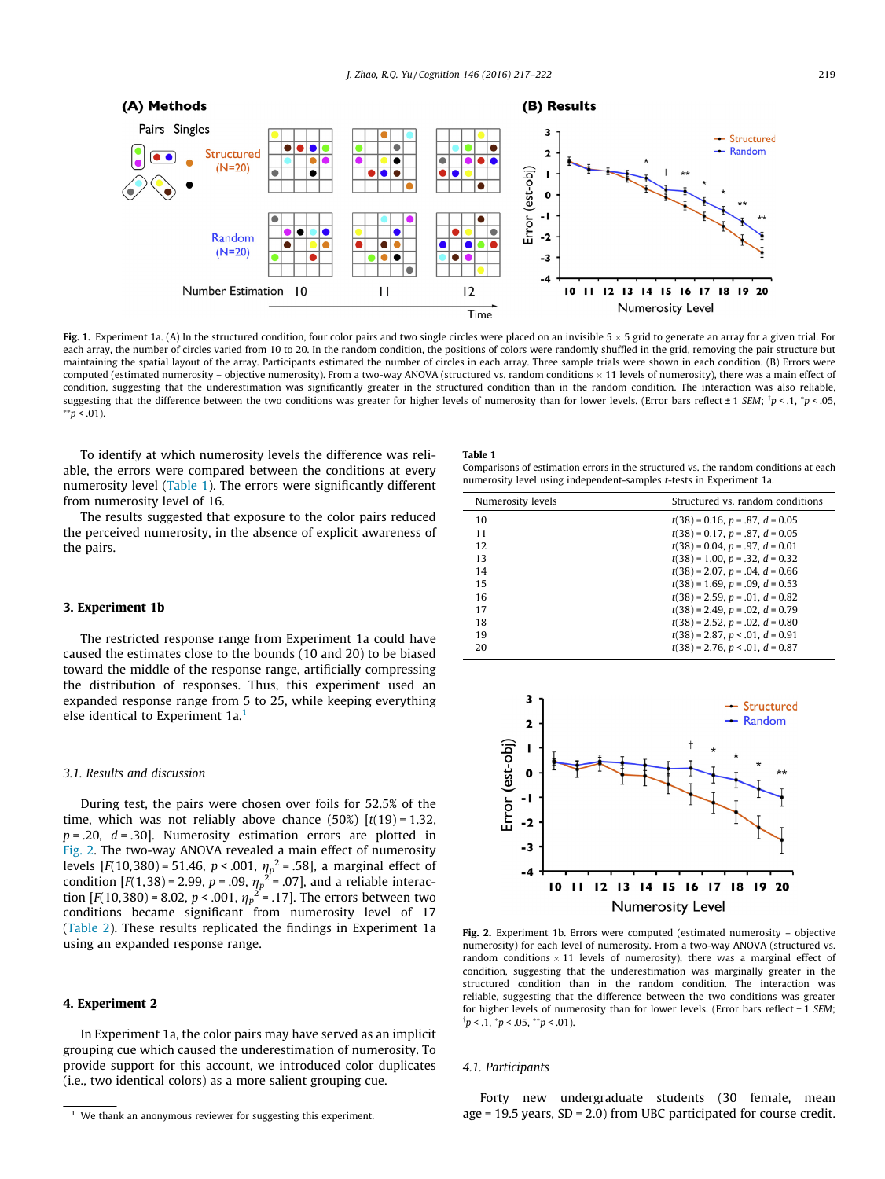Fig. 1. Experiment 1a. (A) In the structured condition, four color pairs and two single circles were placed on an invisible 5 × 5 grid to generate an array for a given trial. For each array, the number of circles varied from 10 to 20. In the random condition, the positions of colors were randomly shuffled in the grid, removing the pair structure but maintaining the spatial layout of the array. Participants estimated the number of circles in each array. Three sample trials were shown in each condition. (B) Errors were computed (estimated numerosity – objective numerosity). From a two-way ANOVA (structured vs. random conditions × 11 levels of numerosity), there was a main effect of condition, suggesting that the underestimation was significantly greater in the structured condition than in the random condition. The interaction was also reliable, suggesting that the difference between the two conditions was greater for higher levels of numerosity than for lower levels. (Error bars reflect ± 1 *SEM*; †$p < .1$, *$p < .05$, **$p < .01$).

To identify at which numerosity levels the difference was reliable, the errors were compared between the conditions at every numerosity level (Table 1). The errors were significantly different from numerosity level of 16.

The results suggested that exposure to the color pairs reduced the perceived numerosity, in the absence of explicit awareness of the pairs.

## 3. Experiment 1b

The restricted response range from Experiment 1a could have caused the estimates close to the bounds (10 and 20) to be biased toward the middle of the response range, artificially compressing the distribution of responses. Thus, this experiment used an expanded response range from 5 to 25, while keeping everything else identical to Experiment 1a.[1]

### 3.1. Results and discussion

During test, the pairs were chosen over foils for 52.5% of the time, which was not reliably above chance (50%) [$t(19) = 1.32$, $p = .20$, $d = .30$]. Numerosity estimation errors are plotted in Fig. 2. The two-way ANOVA revealed a main effect of numerosity levels [$F(10,380) = 51.46$, $p < .001$, $\eta_p^2 = .58$], a marginal effect of condition [$F(1,38) = 2.99$, $p = .09$, $\eta_p^2 = .07$], and a reliable interaction [$F(10,380) = 8.02$, $p < .001$, $\eta_p^2 = .17$]. The errors between two conditions became significant from numerosity level of 17 (Table 2). These results replicated the findings in Experiment 1a using an expanded response range.

## 4. Experiment 2

In Experiment 1a, the color pairs may have served as an implicit grouping cue which caused the underestimation of numerosity. To provide support for this account, we introduced color duplicates (i.e., two identical colors) as a more salient grouping cue.

[1] We thank an anonymous reviewer for suggesting this experiment.

**Table 1**
Comparisons of estimation errors in the structured vs. the random conditions at each numerosity level using independent-samples *t*-tests in Experiment 1a.

| Numerosity levels | Structured vs. random conditions |
|---|---|
| 10 | $t(38) = 0.16$, $p = .87$, $d = 0.05$ |
| 11 | $t(38) = 0.17$, $p = .87$, $d = 0.05$ |
| 12 | $t(38) = 0.04$, $p = .97$, $d = 0.01$ |
| 13 | $t(38) = 1.00$, $p = .32$, $d = 0.32$ |
| 14 | $t(38) = 2.07$, $p = .04$, $d = 0.66$ |
| 15 | $t(38) = 1.69$, $p = .09$, $d = 0.53$ |
| 16 | $t(38) = 2.59$, $p = .01$, $d = 0.82$ |
| 17 | $t(38) = 2.49$, $p = .02$, $d = 0.79$ |
| 18 | $t(38) = 2.52$, $p = .02$, $d = 0.80$ |
| 19 | $t(38) = 2.87$, $p < .01$, $d = 0.91$ |
| 20 | $t(38) = 2.76$, $p < .01$, $d = 0.87$ |

Fig. 2. Experiment 1b. Errors were computed (estimated numerosity – objective numerosity) for each level of numerosity. From a two-way ANOVA (structured vs. random conditions × 11 levels of numerosity), there was a marginal effect of condition, suggesting that the underestimation was marginally greater in the structured condition than in the random condition. The interaction was reliable, suggesting that the difference the two conditions was greater for higher levels of numerosity than for lower levels. (Error bars reflect ± 1 *SEM*; †$p < .1$, *$p < .05$, **$p < .01$).

### 4.1. Participants

Forty new undergraduate students (30 female, mean age = 19.5 years, SD = 2.0) from UBC participated for course credit.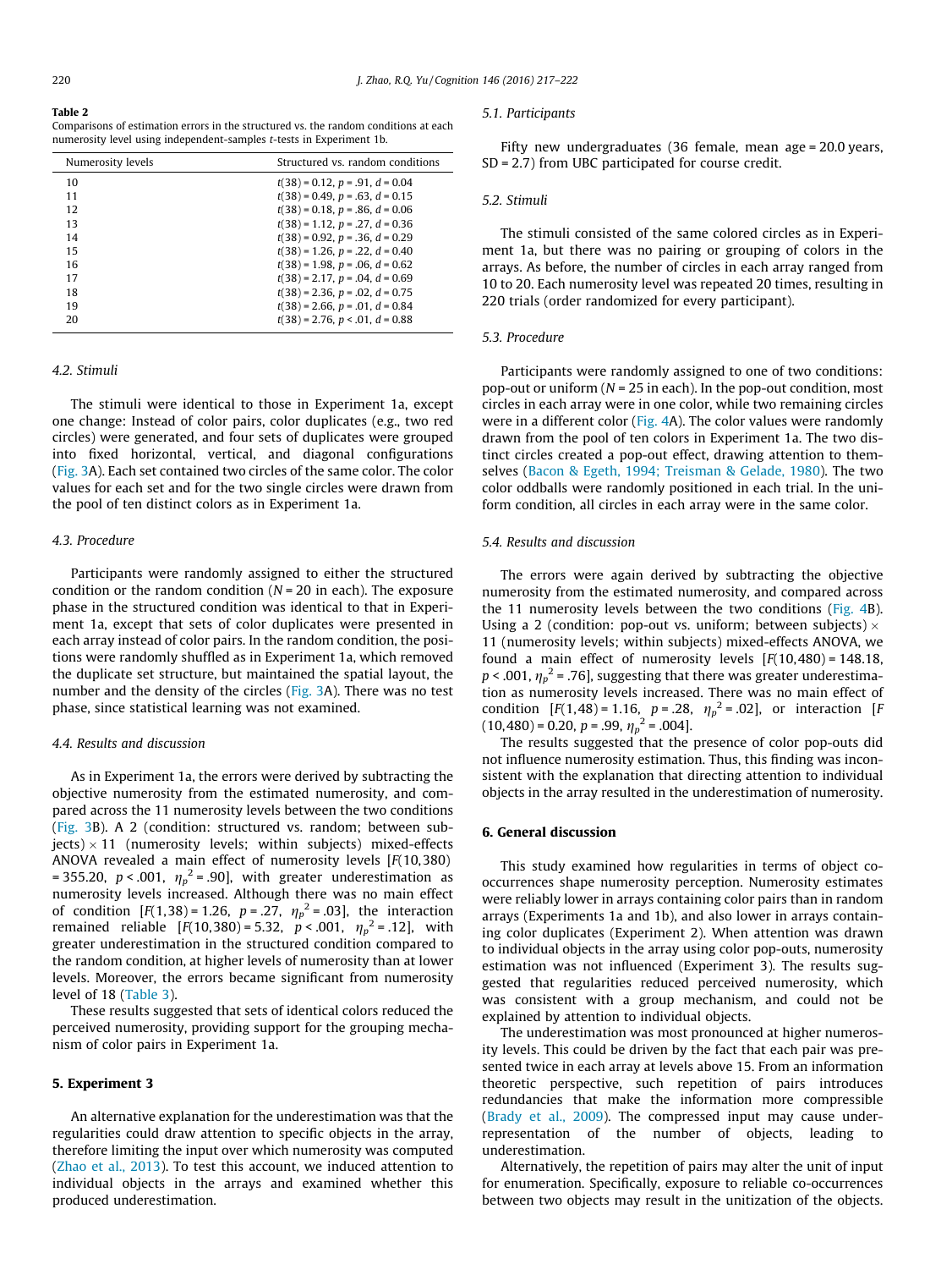**Table 2**
Comparisons of estimation errors in the structured vs. the random conditions at each numerosity level using independent-samples *t*-tests in Experiment 1b.

| Numerosity levels | Structured vs. random conditions |
| --- | --- |
| 10 | $t(38) = 0.12$, $p = .91$, $d = 0.04$ |
| 11 | $t(38) = 0.49$, $p = .63$, $d = 0.15$ |
| 12 | $t(38) = 0.18$, $p = .86$, $d = 0.06$ |
| 13 | $t(38) = 1.12$, $p = .27$, $d = 0.36$ |
| 14 | $t(38) = 0.92$, $p = .36$, $d = 0.29$ |
| 15 | $t(38) = 1.26$, $p = .22$, $d = 0.40$ |
| 16 | $t(38) = 1.98$, $p = .06$, $d = 0.62$ |
| 17 | $t(38) = 2.17$, $p = .04$, $d = 0.69$ |
| 18 | $t(38) = 2.36$, $p = .02$, $d = 0.75$ |
| 19 | $t(38) = 2.66$, $p = .01$, $d = 0.84$ |
| 20 | $t(38) = 2.76$, $p < .01$, $d = 0.88$ |

### 4.2. Stimuli

The stimuli were identical to those in Experiment 1a, except one change: Instead of color pairs, color duplicates (e.g., two red circles) were generated, and four sets of duplicates were grouped into fixed horizontal, vertical, and diagonal configurations (Fig. 3A). Each set contained two circles of the same color. The color values for each set and for the two single circles were drawn from the pool of ten distinct colors as in Experiment 1a.

### 4.3. Procedure

Participants were randomly assigned to either the structured condition or the random condition ($N = 20$ in each). The exposure phase in the structured condition was identical to that in Experiment 1a, except that sets of color duplicates were presented in each array instead of color pairs. In the random condition, the positions were randomly shuffled as in Experiment 1a, which removed the duplicate set structure, but maintained the spatial layout, the number and the density of the circles (Fig. 3A). There was no test phase, since statistical learning was not examined.

### 4.4. Results and discussion

As in Experiment 1a, the errors were derived by subtracting the objective numerosity from the estimated numerosity, and compared across the 11 numerosity levels between the two conditions (Fig. 3B). A 2 (condition: structured vs. random; between subjects) × 11 (numerosity levels; within subjects) mixed-effects ANOVA revealed a main effect of numerosity levels [$F(10,380) = 355.20$, $p < .001$, $\eta_p^2 = .90$], with greater underestimation as numerosity levels increased. Although there was no main effect of condition [$F(1,38) = 1.26$, $p = .27$, $\eta_p^2 = .03$], the interaction remained reliable [$F(10,380) = 5.32$, $p < .001$, $\eta_p^2 = .12$], with greater underestimation in the structured condition compared to the random condition, at higher levels of numerosity than at lower levels. Moreover, the errors became significant from numerosity level of 18 (Table 3).

These results suggested that sets of identical colors reduced the perceived numerosity, providing support for the grouping mechanism of color pairs in Experiment 1a.

## 5. Experiment 3

An alternative explanation for the underestimation was that the regularities could draw attention to specific objects in the array, therefore limiting the input over which numerosity was computed (Zhao et al., 2013). To test this account, we induced attention to individual objects in the arrays and examined whether this produced underestimation.

### 5.1. Participants

Fifty new undergraduates (36 female, mean age = 20.0 years, SD = 2.7) from UBC participated for course credit.

### 5.2. Stimuli

The stimuli consisted of the same colored circles as in Experiment 1a, but there was no pairing or grouping of colors in the arrays. As before, the number of circles in each array ranged from 10 to 20. Each numerosity level was repeated 20 times, resulting in 220 trials (order randomized for every participant).

### 5.3. Procedure

Participants were randomly assigned to one of two conditions: pop-out or uniform ($N = 25$ in each). In the pop-out condition, most circles in each array were in one color, while two remaining circles were in a different color (Fig. 4A). The color values were randomly drawn from the pool of ten colors in Experiment 1a. The two distinct circles created a pop-out effect, drawing attention to themselves (Bacon & Egeth, 1994; Treisman & Gelade, 1980). The two color oddballs were randomly positioned in each trial. In the uniform condition, all circles in each array were in the same color.

### 5.4. Results and discussion

The errors were again derived by subtracting the objective numerosity from the estimated numerosity, and compared across the 11 numerosity levels between the two conditions (Fig. 4B). Using a 2 (condition: pop-out vs. uniform; between subjects) × 11 (numerosity levels; within subjects) mixed-effects ANOVA, we found a main effect of numerosity levels [$F(10,480) = 148.18$, $p < .001$, $\eta_p^2 = .76$], suggesting that there was greater underestimation as numerosity levels increased. There was no main effect of condition [$F(1,48) = 1.16$, $p = .28$, $\eta_p^2 = .02$], or interaction [$F(10,480) = 0.20$, $p = .99$, $\eta_p^2 = .004$].

The results suggested that the presence of color pop-outs did not influence numerosity estimation. Thus, this finding was inconsistent with the explanation that directing attention to individual objects in the array resulted in the underestimation of numerosity.

## 6. General discussion

This study examined how regularities in terms of object co-occurrences shape numerosity perception. Numerosity estimates were reliably lower in arrays containing color pairs than in random arrays (Experiments 1a and 1b), and also lower in arrays containing color duplicates (Experiment 2). When attention was drawn to individual objects in the array using color pop-outs, numerosity estimation was not influenced (Experiment 3). The results suggested that regularities reduced perceived numerosity, which was consistent with a group mechanism, and could not be explained by attention to individual objects.

The underestimation was most pronounced at higher numerosity levels. This could be driven by the fact that each pair was presented twice in each array at levels above 15. From an information theoretic perspective, such repetition of pairs introduces redundancies that make the information more compressible (Brady et al., 2009). The compressed input may cause under-representation of the number of objects, leading to underestimation.

Alternatively, the repetition of pairs may alter the unit of input for enumeration. Specifically, exposure to reliable co-occurrences between two objects may result in the unitization of the objects.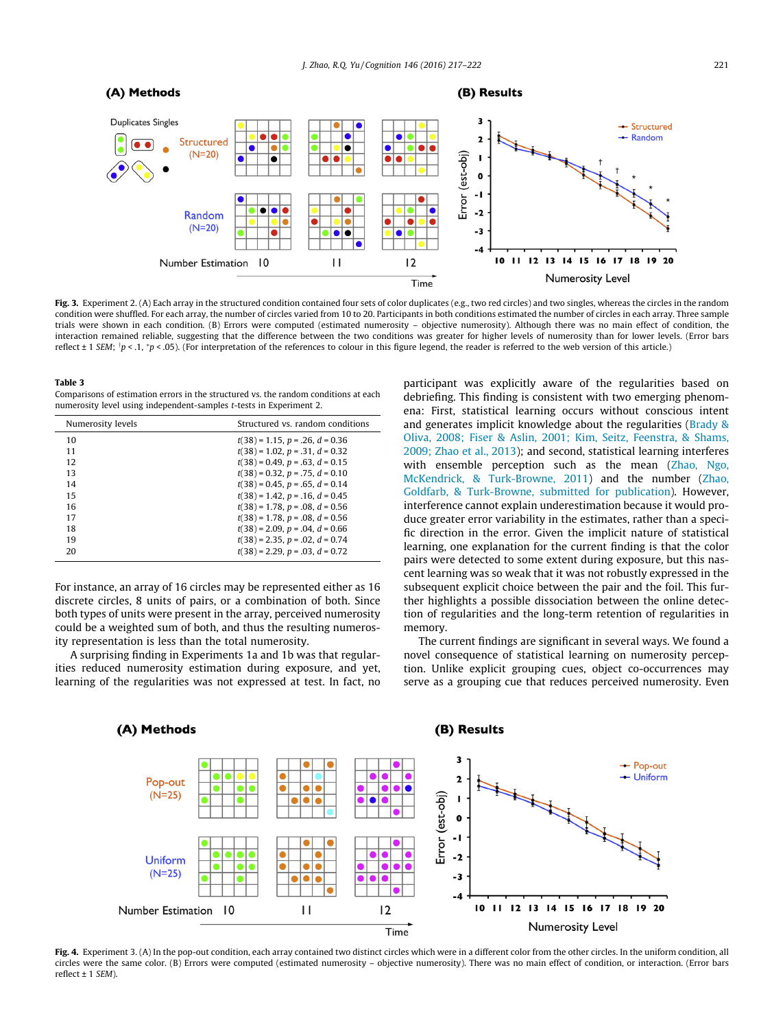**Fig. 3.** Experiment 2. (A) Each array in the structured condition contained four sets of color duplicates (e.g., two red circles) and two singles, whereas the circles in the random condition were shuffled. For each array, the number of circles varied from 10 to 20. Participants in both conditions estimated the number of circles in each array. Three sample trials were shown in each condition. (B) Errors were computed (estimated numerosity – objective numerosity). Although there was no main effect of condition, the interaction remained reliable, suggesting that the difference between the two conditions was greater for higher levels of numerosity than for lower levels. (Error bars reflect ± 1 *SEM*; [†]$p < .1$, $^{*}p < .05$). (For interpretation of the references to colour in this figure legend, the reader is referred to the web version of this article.)

**Table 3**
Comparisons of estimation errors in the structured vs. the random conditions at each numerosity level using independent-samples *t*-tests in Experiment 2.

| Numerosity levels | Structured vs. random conditions |
|---|---|
| 10 | $t(38) = 1.15$, $p = .26$, $d = 0.36$ |
| 11 | $t(38) = 1.02$, $p = .31$, $d = 0.32$ |
| 12 | $t(38) = 0.49$, $p = .63$, $d = 0.15$ |
| 13 | $t(38) = 0.32$, $p = .75$, $d = 0.10$ |
| 14 | $t(38) = 0.45$, $p = .65$, $d = 0.14$ |
| 15 | $t(38) = 1.42$, $p = .16$, $d = 0.45$ |
| 16 | $t(38) = 1.78$, $p = .08$, $d = 0.56$ |
| 17 | $t(38) = 1.78$, $p = .08$, $d = 0.56$ |
| 18 | $t(38) = 2.09$, $p = .04$, $d = 0.66$ |
| 19 | $t(38) = 2.35$, $p = .02$, $d = 0.74$ |
| 20 | $t(38) = 2.29$, $p = .03$, $d = 0.72$ |

For instance, an array of 16 circles may be represented either as 16 discrete circles, 8 units of pairs, or a combination of both. Since both types of units were present in the array, perceived numerosity could be a weighted sum of both, and thus the resulting numerosity representation is less than the total numerosity.

A surprising finding in Experiments 1a and 1b was that regularities reduced numerosity estimation during exposure, and yet, learning of the regularities was not expressed at test. In fact, no participant was explicitly aware of the regularities based on debriefing. This finding is consistent with two emerging phenomena: First, statistical learning occurs without conscious intent and generates implicit knowledge about the regularities (Brady & Oliva, 2008; Fiser & Aslin, 2001; Kim, Seitz, Feenstra, & Shams, 2009; Zhao et al., 2013); and second, statistical learning interferes with ensemble perception such as the mean (Zhao, Ngo, McKendrick, & Turk-Browne, 2011) and the number (Zhao, Goldfarb, & Turk-Browne, submitted for publication). However, interference cannot explain underestimation because it would produce greater error variability in the estimates, rather than a specific direction in the error. Given the implicit nature of statistical learning, one explanation for the current finding is that the color pairs were detected to some extent during exposure, but this nascent learning was so weak that it was not robustly expressed in the subsequent explicit choice between the pair and the foil. This further highlights a possible dissociation between the online detection of regularities and the long-term retention of regularities in memory.

The current findings are significant in several ways. We found a novel consequence of statistical learning on numerosity perception. Unlike explicit grouping cues, object co-occurrences may serve as a grouping cue that reduces perceived numerosity. Even

**Fig. 4.** Experiment 3. (A) In the pop-out condition, each array contained two distinct circles which were in a different color from the other circles. In the uniform condition, all circles were the same color. (B) Errors were computed (estimated numerosity – objective numerosity). There was no main effect of condition, or interaction. (Error bars reflect ± 1 *SEM*).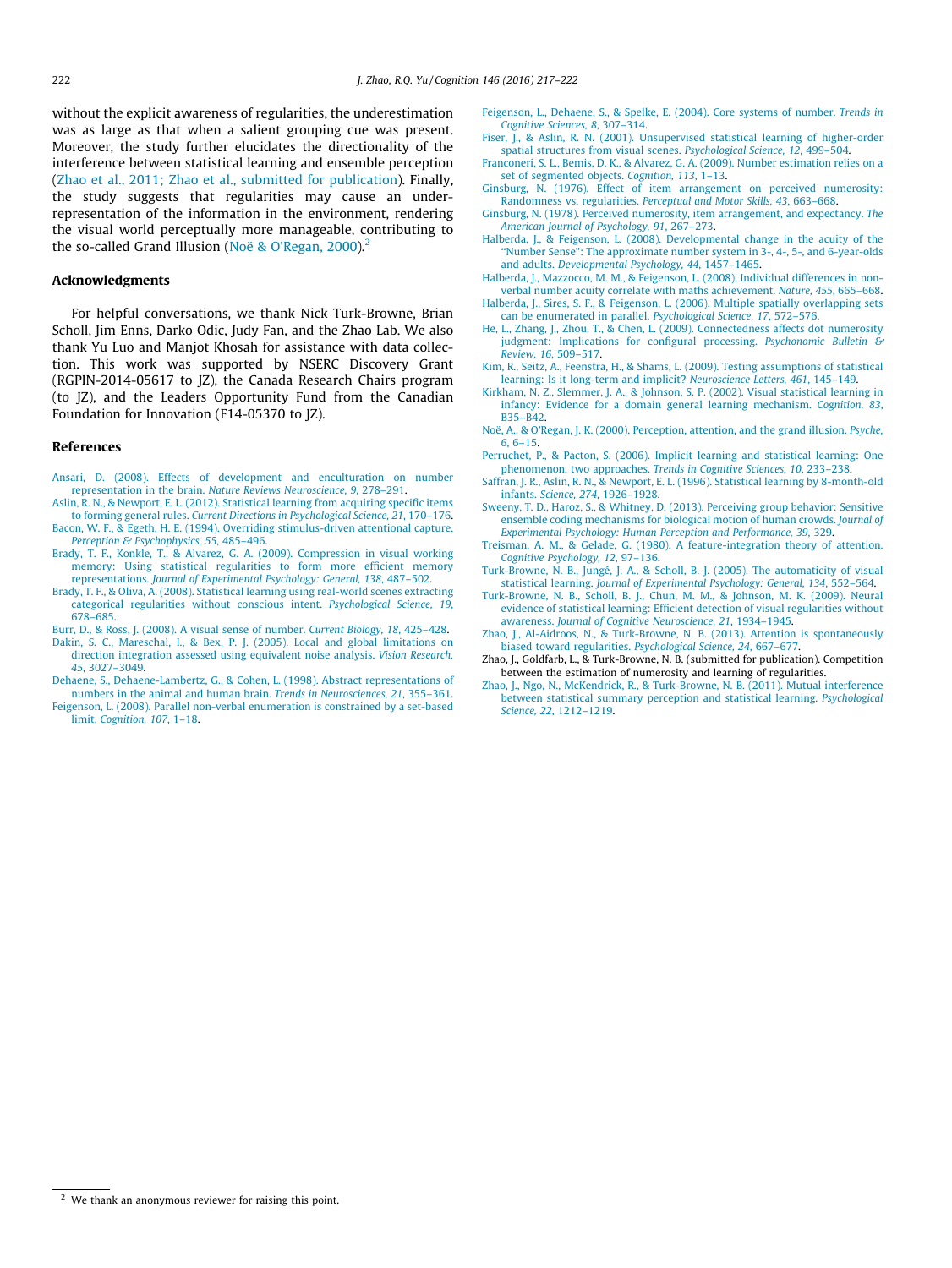without the explicit awareness of regularities, the underestimation was as large as that when a salient grouping cue was present. Moreover, the study further elucidates the directionality of the interference between statistical learning and ensemble perception (Zhao et al., 2011; Zhao et al., submitted for publication). Finally, the study suggests that regularities may cause an under-representation of the information in the environment, rendering the visual world perceptually more manageable, contributing to the so-called Grand Illusion (Noë & O'Regan, 2000).[2]

## Acknowledgments

For helpful conversations, we thank Nick Turk-Browne, Brian Scholl, Jim Enns, Darko Odic, Judy Fan, and the Zhao Lab. We also thank Yu Luo and Manjot Khosah for assistance with data collection. This work was supported by NSERC Discovery Grant (RGPIN-2014-05617 to JZ), the Canada Research Chairs program (to JZ), and the Leaders Opportunity Fund from the Canadian Foundation for Innovation (F14-05370 to JZ).

## References

Ansari, D. (2008). Effects of development and enculturation on number representation in the brain. *Nature Reviews Neuroscience, 9*, 278–291.

Aslin, R. N., & Newport, E. L. (2012). Statistical learning from acquiring specific items to forming general rules. *Current Directions in Psychological Science, 21*, 170–176.

Bacon, W. F., & Egeth, H. E. (1994). Overriding stimulus-driven attentional capture. *Perception & Psychophysics, 55*, 485–496.

Brady, T. F., Konkle, T., & Alvarez, G. A. (2009). Compression in visual working memory: Using statistical regularities to form more efficient memory representations. *Journal of Experimental Psychology: General, 138*, 487–502.

Brady, T. F., & Oliva, A. (2008). Statistical learning using real-world scenes extracting categorical regularities without conscious intent. *Psychological Science, 19*, 678–685.

Burr, D., & Ross, J. (2008). A visual sense of number. *Current Biology, 18*, 425–428.

Dakin, S. C., Mareschal, I., & Bex, P. J. (2005). Local and global limitations on direction integration assessed using equivalent noise analysis. *Vision Research, 45*, 3027–3049.

Dehaene, S., Dehaene-Lambertz, G., & Cohen, L. (1998). Abstract representations of numbers in the animal and human brain. *Trends in Neurosciences, 21*, 355–361.

Feigenson, L. (2008). Parallel non-verbal enumeration is constrained by a set-based limit. *Cognition, 107*, 1–18.

Feigenson, L., Dehaene, S., & Spelke, E. (2004). Core systems of number. *Trends in Cognitive Sciences, 8*, 307–314.

Fiser, J., & Aslin, R. N. (2001). Unsupervised statistical learning of higher-order spatial structures from visual scenes. *Psychological Science, 12*, 499–504.

Franconeri, S. L., Bemis, D. K., & Alvarez, G. A. (2009). Number estimation relies on a set of segmented objects. *Cognition, 113*, 1–13.

Ginsburg, N. (1976). Effect of item arrangement on perceived numerosity: Randomness vs. regularities. *Perceptual and Motor Skills, 43*, 663–668.

Ginsburg, N. (1978). Perceived numerosity, item arrangement, and expectancy. *The American Journal of Psychology, 91*, 267–273.

Halberda, J., & Feigenson, L. (2008). Developmental change in the acuity of the "Number Sense": The approximate number system in 3-, 4-, 5-, and 6-year-olds and adults. *Developmental Psychology, 44*, 1457–1465.

Halberda, J., Mazzocco, M. M., & Feigenson, L. (2008). Individual differences in non-verbal number acuity correlate with maths achievement. *Nature, 455*, 665–668.

Halberda, J., Sires, S. F., & Feigenson, L. (2006). Multiple spatially overlapping sets can be enumerated in parallel. *Psychological Science, 17*, 572–576.

He, L., Zhang, J., Zhou, T., & Chen, L. (2009). Connectedness affects dot numerosity judgment: Implications for configural processing. *Psychonomic Bulletin & Review, 16*, 509–517.

Kim, R., Seitz, A., Feenstra, H., & Shams, L. (2009). Testing assumptions of statistical learning: Is it long-term and implicit? *Neuroscience Letters, 461*, 145–149.

Kirkham, N. Z., Slemmer, J. A., & Johnson, S. P. (2002). Visual statistical learning in infancy: Evidence for a domain general learning mechanism. *Cognition, 83*, B35–B42.

Noë, A., & O'Regan, J. K. (2000). Perception, attention, and the grand illusion. *Psyche, 6*, 6–15.

Perruchet, P., & Pacton, S. (2006). Implicit learning and statistical learning: One phenomenon, two approaches. *Trends in Cognitive Sciences, 10*, 233–238.

Saffran, J. R., Aslin, R. N., & Newport, E. L. (1996). Statistical learning by 8-month-old infants. *Science, 274*, 1926–1928.

Sweeny, T. D., Haroz, S., & Whitney, D. (2013). Perceiving group behavior: Sensitive ensemble coding mechanisms for biological motion of human crowds. *Journal of Experimental Psychology: Human Perception and Performance, 39*, 329.

Treisman, A. M., & Gelade, G. (1980). A feature-integration theory of attention. *Cognitive Psychology, 12*, 97–136.

Turk-Browne, N. B., Jungé, J. A., & Scholl, B. J. (2005). The automaticity of visual statistical learning. *Journal of Experimental Psychology: General, 134*, 552–564.

Turk-Browne, N. B., Scholl, B. J., Chun, M. M., & Johnson, M. K. (2009). Neural evidence of statistical learning: Efficient detection of visual regularities without awareness. *Journal of Cognitive Neuroscience, 21*, 1934–1945.

Zhao, J., Al-Aidroos, N., & Turk-Browne, N. B. (2013). Attention is spontaneously biased toward regularities. *Psychological Science, 24*, 667–677.

Zhao, J., Goldfarb, L., & Turk-Browne, N. B. (submitted for publication). Competition between the estimation of numerosity and learning of regularities.

Zhao, J., Ngo, N., McKendrick, R., & Turk-Browne, N. B. (2011). Mutual interference between statistical summary perception and statistical learning. *Psychological Science, 22*, 1212–1219.

[2] We thank an anonymous reviewer for raising this point.